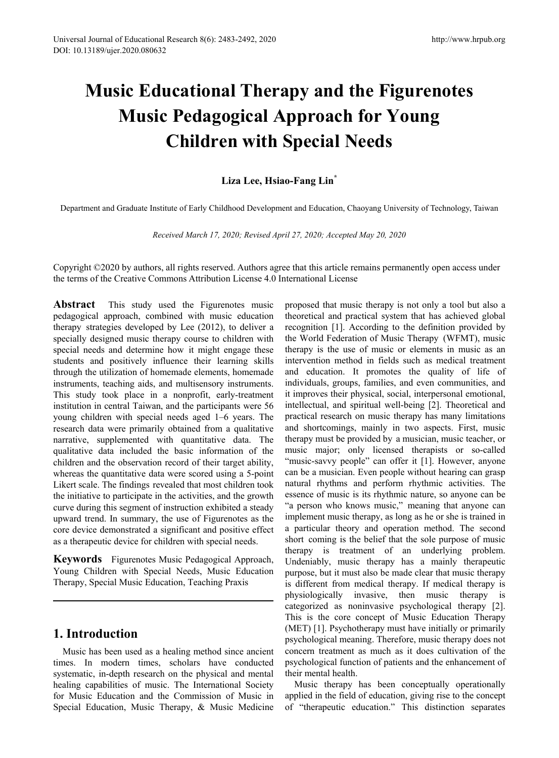# Music Educational Therapy and the Figurenotes Music Pedagogical Approach for Young Children with Special Needs

**Liza Lee, Hsiao-Fang Lin***

Department and Graduate Institute of Early Childhood Development and Education, Chaoyang University of Technology, Taiwan

*Received March 17, 2020; Revised April 27, 2020; Accepted May 20, 2020*

Copyright ©2020 by authors, all rights reserved. Authors agree that this article remains permanently open access under the terms of the Creative Commons Attribution License 4.0 International License

**Abstract** This study used the Figurenotes music pedagogical approach, combined with music education therapy strategies developed by Lee (2012), to deliver a specially designed music therapy course to children with special needs and determine how it might engage these students and positively influence their learning skills through the utilization of homemade elements, homemade instruments, teaching aids, and multisensory instruments. This study took place in a nonprofit, early-treatment institution in central Taiwan, and the participants were 56 young children with special needs aged 1–6 years. The research data were primarily obtained from a qualitative narrative, supplemented with quantitative data. The qualitative data included the basic information of the children and the observation record of their target ability, whereas the quantitative data were scored using a 5-point Likert scale. The findings revealed that most children took the initiative to participate in the activities, and the growth curve during this segment of instruction exhibited a steady upward trend. In summary, the use of Figurenotes as the core device demonstrated a significant and positive effect as a therapeutic device for children with special needs.

**Keywords** Figurenotes Music Pedagogical Approach, Young Children with Special Needs, Music Education Therapy, Special Music Education, Teaching Praxis

## 1. Introduction

Music has been used as a healing method since ancient times. In modern times, scholars have conducted systematic, in-depth research on the physical and mental healing capabilities of music. The International Society for Music Education and the Commission of Music in Special Education, Music Therapy, & Music Medicine proposed that music therapy is not only a tool but also a theoretical and practical system that has achieved global recognition [1]. According to the definition provided by the World Federation of Music Therapy (WFMT), music therapy is the use of music or elements in music as an intervention method in fields such as medical treatment and education. It promotes the quality of life of individuals, groups, families, and even communities, and it improves their physical, social, interpersonal emotional, intellectual, and spiritual well-being [2]. Theoretical and practical research on music therapy has many limitations and shortcomings, mainly in two aspects. First, music therapy must be provided by a musician, music teacher, or music major; only licensed therapists or so-called "music-savvy people" can offer it [1]. However, anyone can be a musician. Even people without hearing can grasp natural rhythms and perform rhythmic activities. The essence of music is its rhythmic nature, so anyone can be "a person who knows music," meaning that anyone can implement music therapy, as long as he or she is trained in a particular theory and operation method. The second short coming is the belief that the sole purpose of music therapy is treatment of an underlying problem. Undeniably, music therapy has a mainly therapeutic purpose, but it must also be made clear that music therapy is different from medical therapy. If medical therapy is physiologically invasive, then music therapy is categorized as noninvasive psychological therapy [2]. This is the core concept of Music Education Therapy (MET) [1]. Psychotherapy must have initially or primarily psychological meaning. Therefore, music therapy does not concern treatment as much as it does cultivation of the psychological function of patients and the enhancement of their mental health.

Music therapy has been conceptually operationally applied in the field of education, giving rise to the concept of "therapeutic education." This distinction separates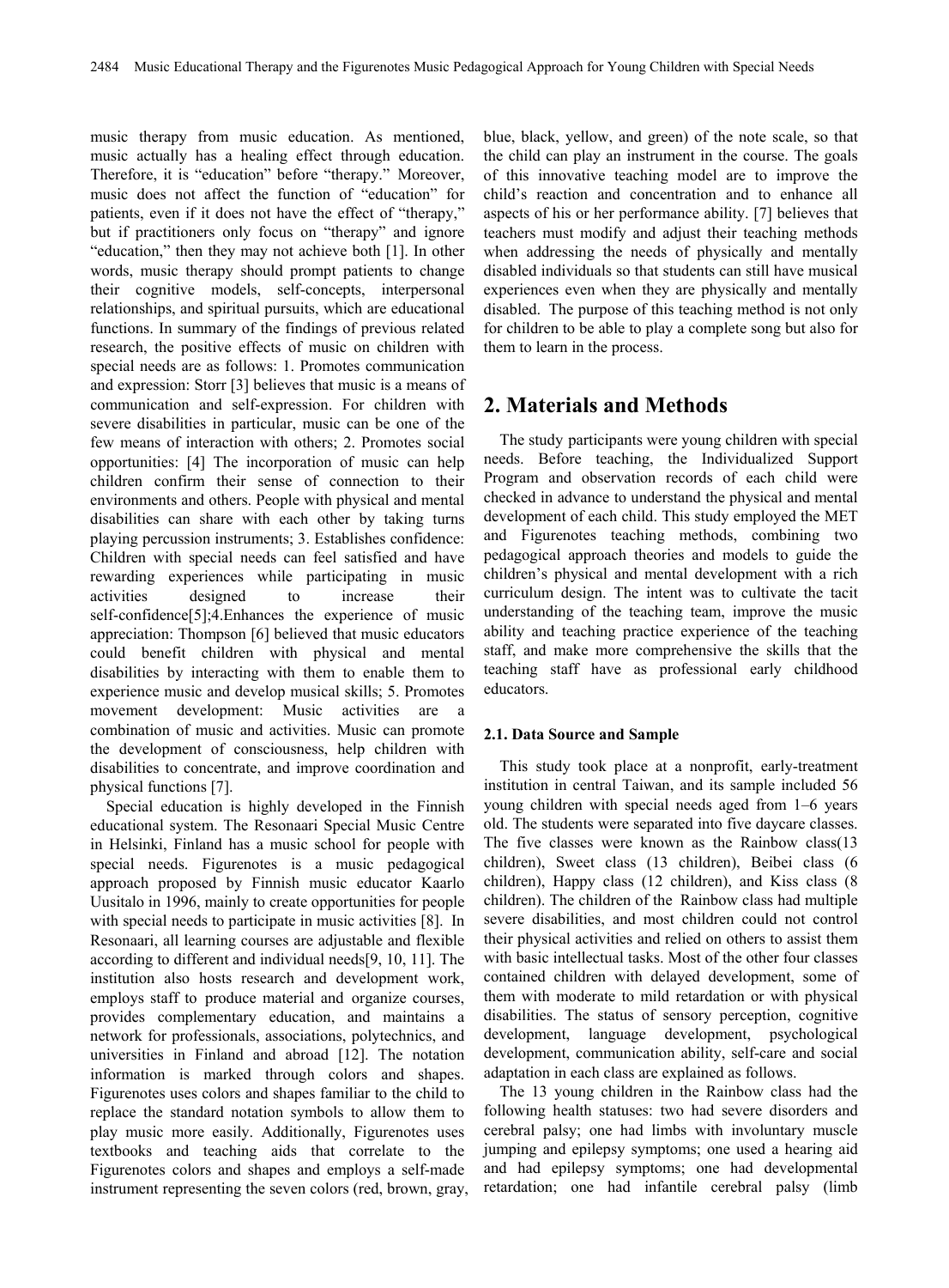music therapy from music education. As mentioned, music actually has a healing effect through education. Therefore, it is "education" before "therapy." Moreover, music does not affect the function of "education" for patients, even if it does not have the effect of "therapy," but if practitioners only focus on "therapy" and ignore "education," then they may not achieve both [1]. In other words, music therapy should prompt patients to change their cognitive models, self-concepts, interpersonal relationships, and spiritual pursuits, which are educational functions. In summary of the findings of previous related research, the positive effects of music on children with special needs are as follows: 1. Promotes communication and expression: Storr [3] believes that music is a means of communication and self-expression. For children with severe disabilities in particular, music can be one of the few means of interaction with others; 2. Promotes social opportunities: [4] The incorporation of music can help children confirm their sense of connection to their environments and others. People with physical and mental disabilities can share with each other by taking turns playing percussion instruments; 3. Establishes confidence: Children with special needs can feel satisfied and have rewarding experiences while participating in music activities designed to increase their self-confidence[5];4.Enhances the experience of music appreciation: Thompson [6] believed that music educators could benefit children with physical and mental disabilities by interacting with them to enable them to experience music and develop musical skills; 5. Promotes movement development: Music activities are a combination of music and activities. Music can promote the development of consciousness, help children with disabilities to concentrate, and improve coordination and physical functions [7].

Special education is highly developed in the Finnish educational system. The Resonaari Special Music Centre in Helsinki, Finland has a music school for people with special needs. Figurenotes is a music pedagogical approach proposed by Finnish music educator Kaarlo Uusitalo in 1996, mainly to create opportunities for people with special needs to participate in music activities [8]. In Resonaari, all learning courses are adjustable and flexible according to different and individual needs[9, 10, 11]. The institution also hosts research and development work, employs staff to produce material and organize courses, provides complementary education, and maintains a network for professionals, associations, polytechnics, and universities in Finland and abroad [12]. The notation information is marked through colors and shapes. Figurenotes uses colors and shapes familiar to the child to replace the standard notation symbols to allow them to play music more easily. Additionally, Figurenotes uses textbooks and teaching aids that correlate to the Figurenotes colors and shapes and employs a self-made instrument representing the seven colors (red, brown, gray, blue, black, yellow, and green) of the note scale, so that the child can play an instrument in the course. The goals of this innovative teaching model are to improve the child's reaction and concentration and to enhance all aspects of his or her performance ability. [7] believes that teachers must modify and adjust their teaching methods when addressing the needs of physically and mentally disabled individuals so that students can still have musical experiences even when they are physically and mentally disabled. The purpose of this teaching method is not only for children to be able to play a complete song but also for them to learn in the process.

## 2. Materials and Methods

The study participants were young children with special needs. Before teaching, the Individualized Support Program and observation records of each child were checked in advance to understand the physical and mental development of each child. This study employed the MET and Figurenotes teaching methods, combining two pedagogical approach theories and models to guide the children's physical and mental development with a rich curriculum design. The intent was to cultivate the tacit understanding of the teaching team, improve the music ability and teaching practice experience of the teaching staff, and make more comprehensive the skills that the teaching staff have as professional early childhood educators.

### 2.1. Data Source and Sample

This study took place at a nonprofit, early-treatment institution in central Taiwan, and its sample included 56 young children with special needs aged from 1–6 years old. The students were separated into five daycare classes. The five classes were known as the Rainbow class(13 children), Sweet class (13 children), Beibei class (6 children), Happy class (12 children), and Kiss class (8 children). The children of the Rainbow class had multiple severe disabilities, and most children could not control their physical activities and relied on others to assist them with basic intellectual tasks. Most of the other four classes contained children with delayed development, some of them with moderate to mild retardation or with physical disabilities. The status of sensory perception, cognitive development, language development, psychological development, communication ability, self-care and social adaptation in each class are explained as follows.

The 13 young children in the Rainbow class had the following health statuses: two had severe disorders and cerebral palsy; one had limbs with involuntary muscle jumping and epilepsy symptoms; one used a hearing aid and had epilepsy symptoms; one had developmental retardation; one had infantile cerebral palsy (limb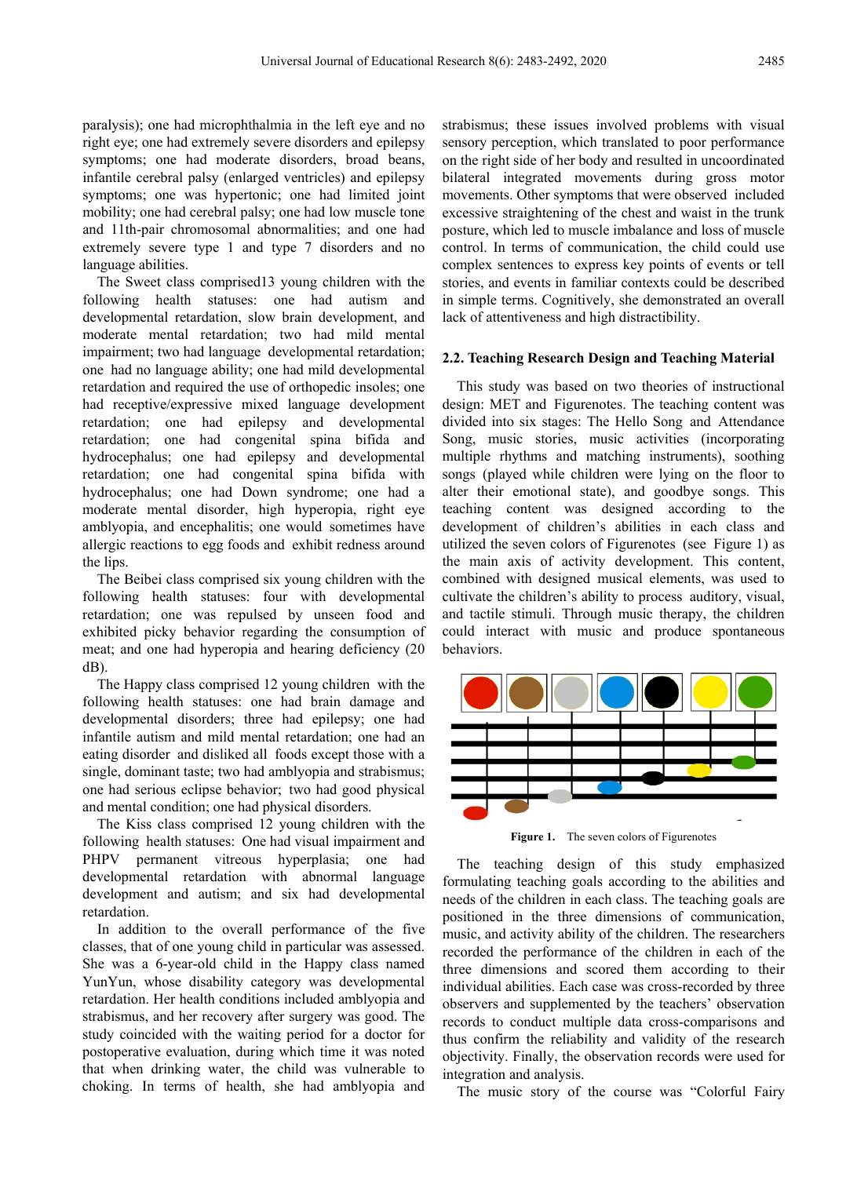paralysis); one had microphthalmia in the left eye and no right eye; one had extremely severe disorders and epilepsy symptoms; one had moderate disorders, broad beans, infantile cerebral palsy (enlarged ventricles) and epilepsy symptoms; one was hypertonic; one had limited joint mobility; one had cerebral palsy; one had low muscle tone and 11th-pair chromosomal abnormalities; and one had extremely severe type 1 and type 7 disorders and no language abilities.

The Sweet class comprised13 young children with the following health statuses: one had autism and developmental retardation, slow brain development, and moderate mental retardation; two had mild mental impairment; two had language developmental retardation; one had no language ability; one had mild developmental retardation and required the use of orthopedic insoles; one had receptive/expressive mixed language development retardation; one had epilepsy and developmental retardation; one had congenital spina bifida and hydrocephalus; one had epilepsy and developmental retardation; one had congenital spina bifida with hydrocephalus; one had Down syndrome; one had a moderate mental disorder, high hyperopia, right eye amblyopia, and encephalitis; one would sometimes have allergic reactions to egg foods and exhibit redness around the lips.

The Beibei class comprised six young children with the following health statuses: four with developmental retardation; one was repulsed by unseen food and exhibited picky behavior regarding the consumption of meat; and one had hyperopia and hearing deficiency (20 dB).

The Happy class comprised 12 young children with the following health statuses: one had brain damage and developmental disorders; three had epilepsy; one had infantile autism and mild mental retardation; one had an eating disorder and disliked all foods except those with a single, dominant taste; two had amblyopia and strabismus; one had serious eclipse behavior; two had good physical and mental condition; one had physical disorders.

The Kiss class comprised 12 young children with the following health statuses: One had visual impairment and PHPV permanent vitreous hyperplasia; one had developmental retardation with abnormal language development and autism; and six had developmental retardation.

In addition to the overall performance of the five classes, that of one young child in particular was assessed. She was a 6-year-old child in the Happy class named YunYun, whose disability category was developmental retardation. Her health conditions included amblyopia and strabismus, and her recovery after surgery was good. The study coincided with the waiting period for a doctor for postoperative evaluation, during which time it was noted that when drinking water, the child was vulnerable to choking. In terms of health, she had amblyopia and strabismus; these issues involved problems with visual sensory perception, which translated to poor performance on the right side of her body and resulted in uncoordinated bilateral integrated movements during gross motor movements. Other symptoms that were observed included excessive straightening of the chest and waist in the trunk posture, which led to muscle imbalance and loss of muscle control. In terms of communication, the child could use complex sentences to express key points of events or tell stories, and events in familiar contexts could be described in simple terms. Cognitively, she demonstrated an overall lack of attentiveness and high distractibility.

### 2.2. Teaching Research Design and Teaching Material

This study was based on two theories of instructional design: MET and Figurenotes. The teaching content was divided into six stages: The Hello Song and Attendance Song, music stories, music activities (incorporating multiple rhythms and matching instruments), soothing songs (played while children were lying on the floor to alter their emotional state), and goodbye songs. This teaching content was designed according to the development of children's abilities in each class and utilized the seven colors of Figurenotes (see Figure 1) as the main axis of activity development. This content, combined with designed musical elements, was used to cultivate the children's ability to process auditory, visual, and tactile stimuli. Through music therapy, the children could interact with music and produce spontaneous behaviors.

**Figure 1.** The seven colors of Figurenotes

The teaching design of this study emphasized formulating teaching goals according to the abilities and needs of the children in each class. The teaching goals are positioned in the three dimensions of communication, music, and activity ability of the children. The researchers recorded the performance of the children in each of the three dimensions and scored them according to their individual abilities. Each case was cross-recorded by three observers and supplemented by the teachers' observation records to conduct multiple data cross-comparisons and thus confirm the reliability and validity of the research objectivity. Finally, the observation records were used for integration and analysis.

The music story of the course was "Colorful Fairy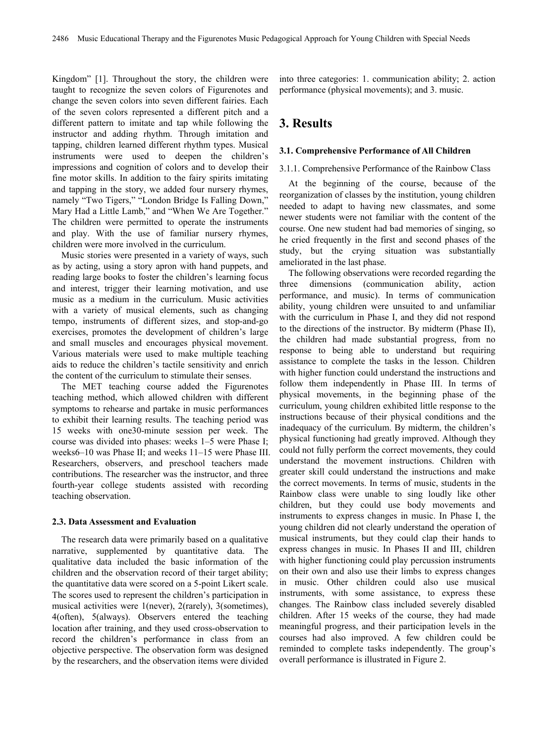Kingdom" [1]. Throughout the story, the children were taught to recognize the seven colors of Figurenotes and change the seven colors into seven different fairies. Each of the seven colors represented a different pitch and a different pattern to imitate and tap while following the instructor and adding rhythm. Through imitation and tapping, children learned different rhythm types. Musical instruments were used to deepen the children's impressions and cognition of colors and to develop their fine motor skills. In addition to the fairy spirits imitating and tapping in the story, we added four nursery rhymes, namely "Two Tigers," "London Bridge Is Falling Down," Mary Had a Little Lamb," and "When We Are Together." The children were permitted to operate the instruments and play. With the use of familiar nursery rhymes, children were more involved in the curriculum.

Music stories were presented in a variety of ways, such as by acting, using a story apron with hand puppets, and reading large books to foster the children's learning focus and interest, trigger their learning motivation, and use music as a medium in the curriculum. Music activities with a variety of musical elements, such as changing tempo, instruments of different sizes, and stop-and-go exercises, promotes the development of children's large and small muscles and encourages physical movement. Various materials were used to make multiple teaching aids to reduce the children's tactile sensitivity and enrich the content of the curriculum to stimulate their senses.

The MET teaching course added the Figurenotes teaching method, which allowed children with different symptoms to rehearse and partake in music performances to exhibit their learning results. The teaching period was 15 weeks with one30-minute session per week. The course was divided into phases: weeks 1–5 were Phase I; weeks6–10 was Phase II; and weeks 11–15 were Phase III. Researchers, observers, and preschool teachers made contributions. The researcher was the instructor, and three fourth-year college students assisted with recording teaching observation.

### 2.3. Data Assessment and Evaluation

The research data were primarily based on a qualitative narrative, supplemented by quantitative data. The qualitative data included the basic information of the children and the observation record of their target ability; the quantitative data were scored on a 5-point Likert scale. The scores used to represent the children's participation in musical activities were 1(never), 2(rarely), 3(sometimes), 4(often), 5(always). Observers entered the teaching location after training, and they used cross-observation to record the children's performance in class from an objective perspective. The observation form was designed by the researchers, and the observation items were divided into three categories: 1. communication ability; 2. action performance (physical movements); and 3. music.

## 3. Results

### 3.1. Comprehensive Performance of All Children

#### 3.1.1. Comprehensive Performance of the Rainbow Class

At the beginning of the course, because of the reorganization of classes by the institution, young children needed to adapt to having new classmates, and some newer students were not familiar with the content of the course. One new student had bad memories of singing, so he cried frequently in the first and second phases of the study, but the crying situation was substantially ameliorated in the last phase.

The following observations were recorded regarding the three dimensions (communication ability, action performance, and music). In terms of communication ability, young children were unsuited to and unfamiliar with the curriculum in Phase I, and they did not respond to the directions of the instructor. By midterm (Phase II), the children had made substantial progress, from no response to being able to understand but requiring assistance to complete the tasks in the lesson. Children with higher function could understand the instructions and follow them independently in Phase III. In terms of physical movements, in the beginning phase of the curriculum, young children exhibited little response to the instructions because of their physical conditions and the inadequacy of the curriculum. By midterm, the children's physical functioning had greatly improved. Although they could not fully perform the correct movements, they could understand the movement instructions. Children with greater skill could understand the instructions and make the correct movements. In terms of music, students in the Rainbow class were unable to sing loudly like other children, but they could use body movements and instruments to express changes in music. In Phase I, the young children did not clearly understand the operation of musical instruments, but they could clap their hands to express changes in music. In Phases II and III, children with higher functioning could play percussion instruments on their own and also use their limbs to express changes in music. Other children could also use musical instruments, with some assistance, to express these changes. The Rainbow class included severely disabled children. After 15 weeks of the course, they had made meaningful progress, and their participation levels in the courses had also improved. A few children could be reminded to complete tasks independently. The group's overall performance is illustrated in Figure 2.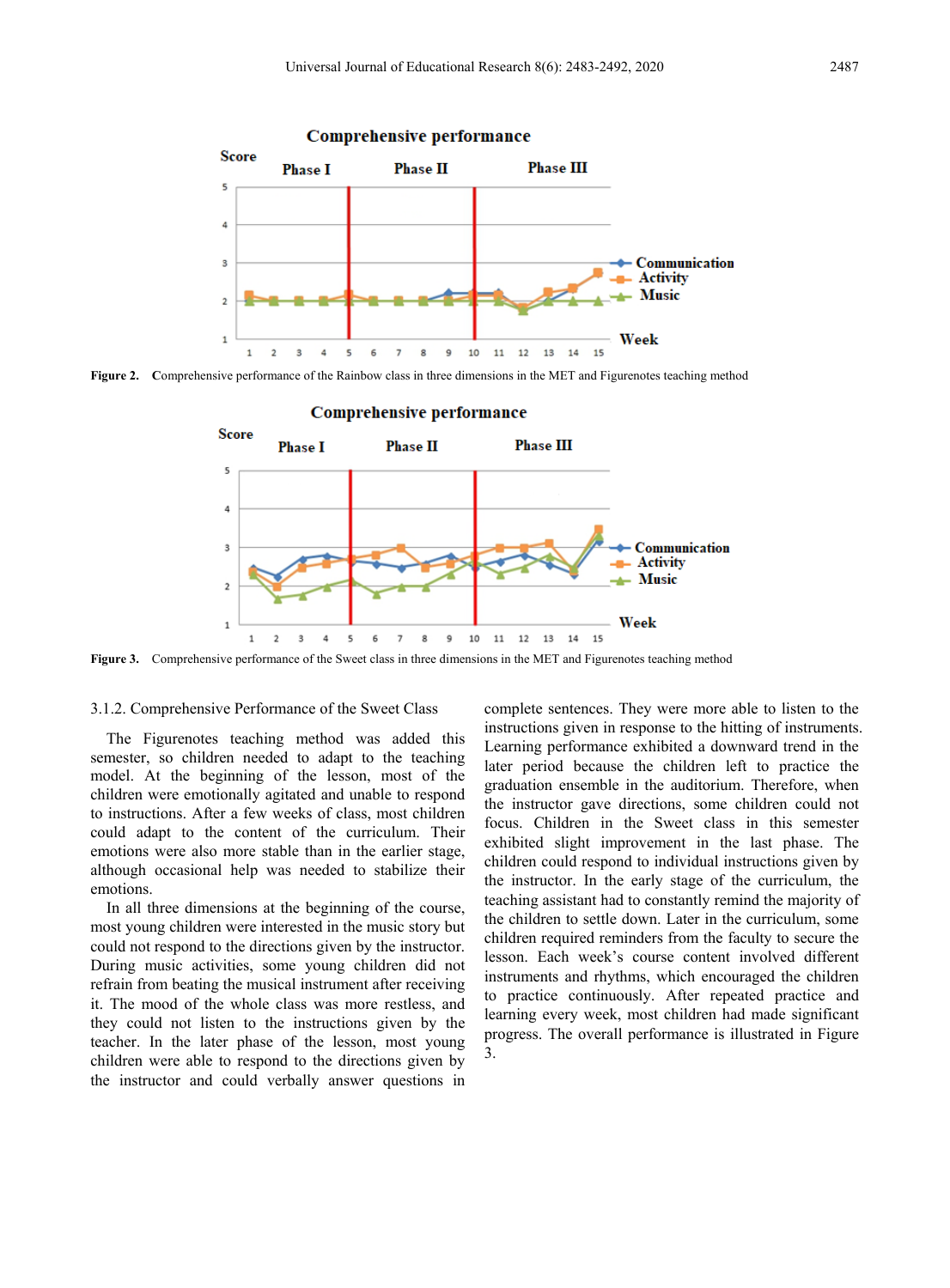Figure 2. Comprehensive performance of the Rainbow class in three dimensions in the MET and Figurenotes teaching method

Figure 3. Comprehensive performance of the Sweet class in three dimensions in the MET and Figurenotes teaching method

#### 3.1.2. Comprehensive Performance of the Sweet Class

The Figurenotes teaching method was added this semester, so children needed to adapt to the teaching model. At the beginning of the lesson, most of the children were emotionally agitated and unable to respond to instructions. After a few weeks of class, most children could adapt to the content of the curriculum. Their emotions were also more stable than in the earlier stage, although occasional help was needed to stabilize their emotions.

In all three dimensions at the beginning of the course, most young children were interested in the music story but could not respond to the directions given by the instructor. During music activities, some young children did not refrain from beating the musical instrument after receiving it. The mood of the whole class was more restless, and they could not listen to the instructions given by the teacher. In the later phase of the lesson, most young children were able to respond to the directions given by the instructor and could verbally answer questions in complete sentences. They were more able to listen to the instructions given in response to the hitting of instruments. Learning performance exhibited a downward trend in the later period because the children left to practice the graduation ensemble in the auditorium. Therefore, when the instructor gave directions, some children could not focus. Children in the Sweet class in this semester exhibited slight improvement in the last phase. The children could respond to individual instructions given by the instructor. In the early stage of the curriculum, the teaching assistant had to constantly remind the majority of the children to settle down. Later in the curriculum, some children required reminders from the faculty to secure the lesson. Each week's course content involved different instruments and rhythms, which encouraged the children to practice continuously. After repeated practice and learning every week, most children had made significant progress. The overall performance is illustrated in Figure 3.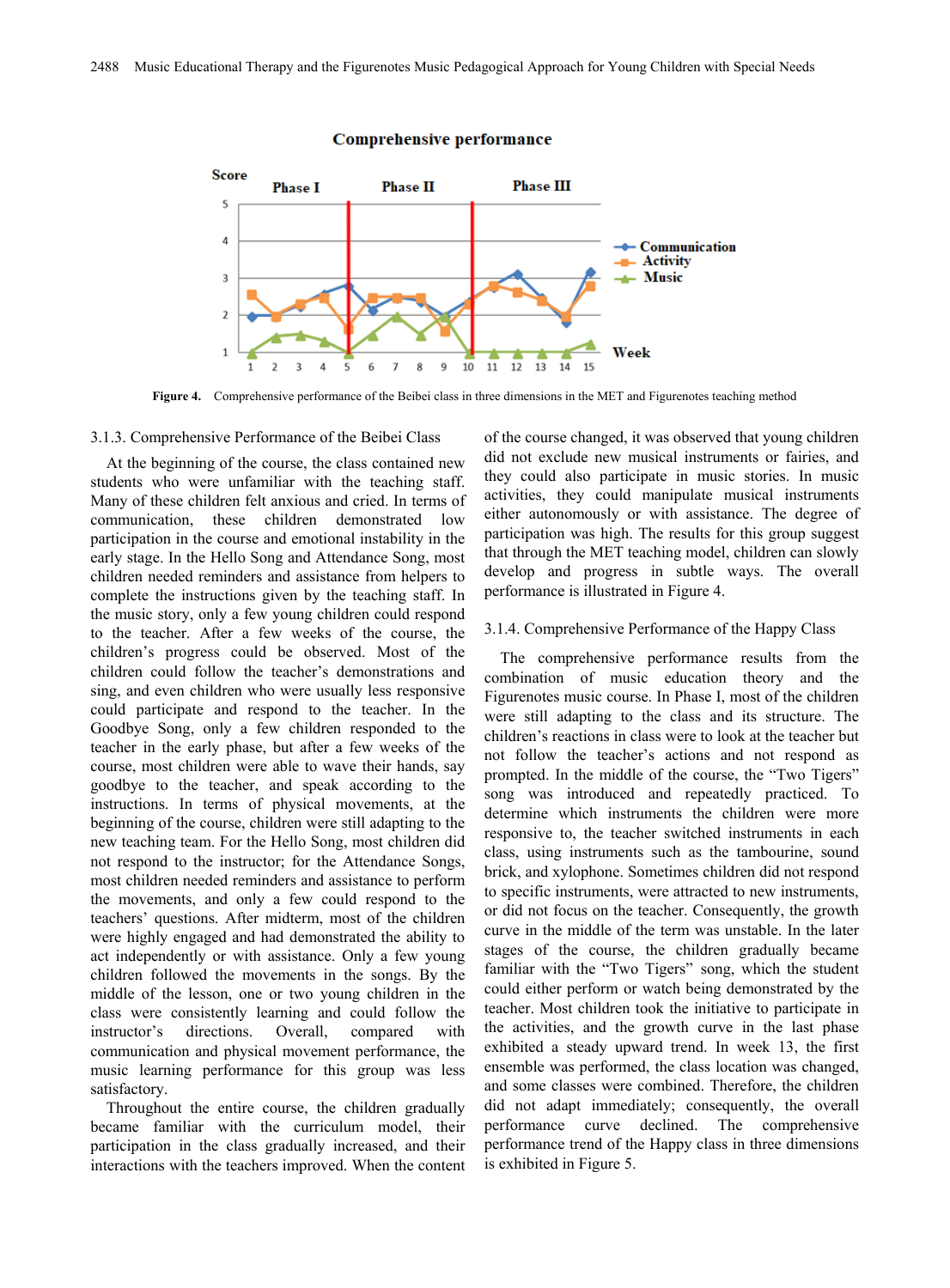Figure 4. Comprehensive performance of the Beibei class in three dimensions in the MET and Figurenotes teaching method

### 3.1.3. Comprehensive Performance of the Beibei Class

At the beginning of the course, the class contained new students who were unfamiliar with the teaching staff. Many of these children felt anxious and cried. In terms of communication, these children demonstrated low participation in the course and emotional instability in the early stage. In the Hello Song and Attendance Song, most children needed reminders and assistance from helpers to complete the instructions given by the teaching staff. In the music story, only a few young children could respond to the teacher. After a few weeks of the course, the children's progress could be observed. Most of the children could follow the teacher's demonstrations and sing, and even children who were usually less responsive could participate and respond to the teacher. In the Goodbye Song, only a few children responded to the teacher in the early phase, but after a few weeks of the course, most children were able to wave their hands, say goodbye to the teacher, and speak according to the instructions. In terms of physical movements, at the beginning of the course, children were still adapting to the new teaching team. For the Hello Song, most children did not respond to the instructor; for the Attendance Songs, most children needed reminders and assistance to perform the movements, and only a few could respond to the teachers' questions. After midterm, most of the children were highly engaged and had demonstrated the ability to act independently or with assistance. Only a few young children followed the movements in the songs. By the middle of the lesson, one or two young children in the class were consistently learning and could follow the instructor's directions. Overall, compared with communication and physical movement performance, the music learning performance for this group was less satisfactory.

Throughout the entire course, the children gradually became familiar with the curriculum model, their participation in the class gradually increased, and their interactions with the teachers improved. When the content of the course changed, it was observed that young children did not exclude new musical instruments or fairies, and they could also participate in music stories. In music activities, they could manipulate musical instruments either autonomously or with assistance. The degree of participation was high. The results for this group suggest that through the MET teaching model, children can slowly develop and progress in subtle ways. The overall performance is illustrated in Figure 4.

### 3.1.4. Comprehensive Performance of the Happy Class

The comprehensive performance results from the combination of music education theory and the Figurenotes music course. In Phase I, most of the children were still adapting to the class and its structure. The children's reactions in class were to look at the teacher but not follow the teacher's actions and not respond as prompted. In the middle of the course, the "Two Tigers" song was introduced and repeatedly practiced. To determine which instruments the children were more responsive to, the teacher switched instruments in each class, using instruments such as the tambourine, sound brick, and xylophone. Sometimes children did not respond to specific instruments, were attracted to new instruments, or did not focus on the teacher. Consequently, the growth curve in the middle of the term was unstable. In the later stages of the course, the children gradually became familiar with the "Two Tigers" song, which the student could either perform or watch being demonstrated by the teacher. Most children took the initiative to participate in the activities, and the growth curve in the last phase exhibited a steady upward trend. In week 13, the first ensemble was performed, the class location was changed, and some classes were combined. Therefore, the children did not adapt immediately; consequently, the overall performance curve declined. The comprehensive performance trend of the Happy class in three dimensions is exhibited in Figure 5.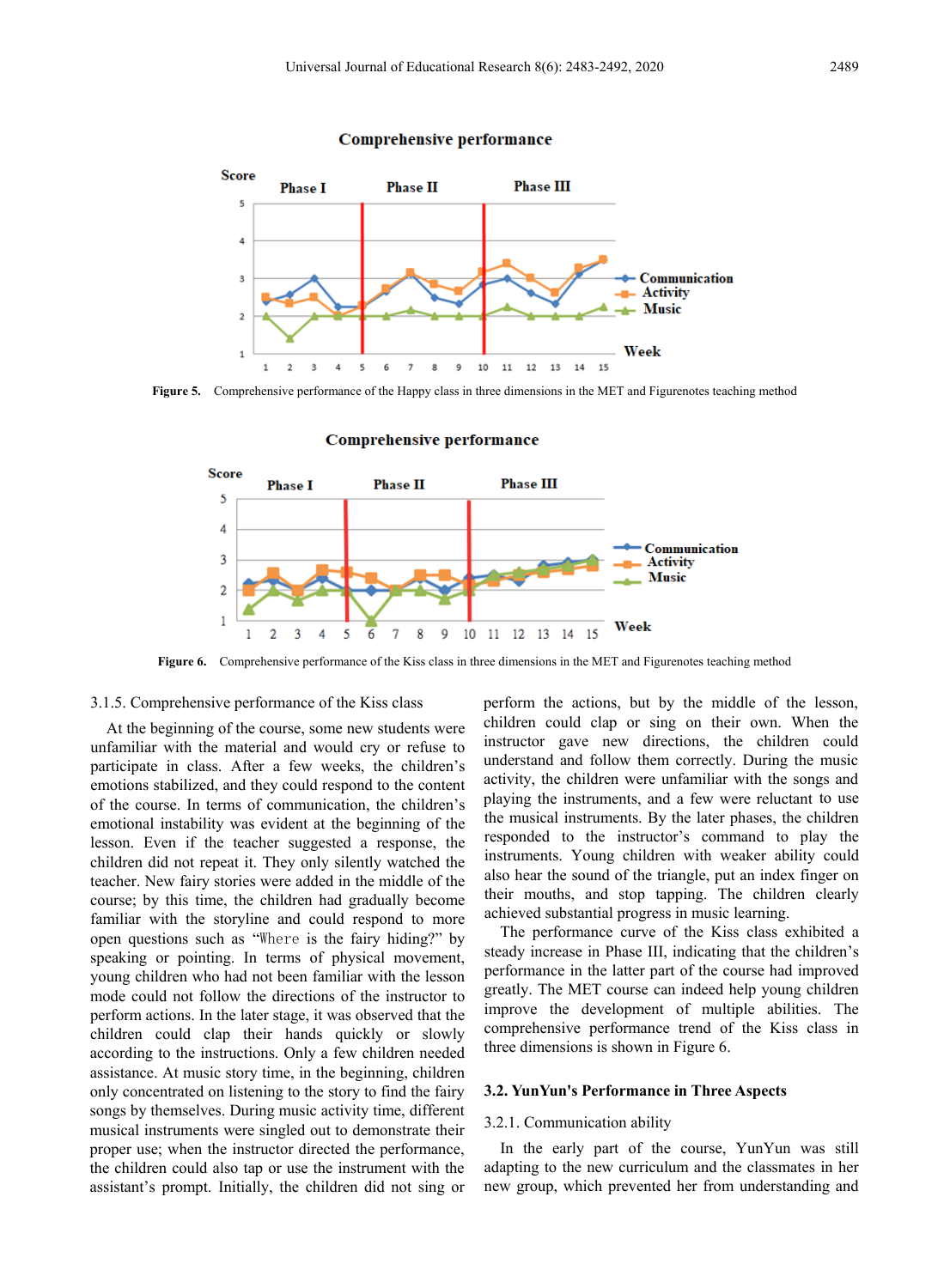Figure 5. Comprehensive performance of the Happy class in three dimensions in the MET and Figurenotes teaching method

Figure 6. Comprehensive performance of the Kiss class in three dimensions in the MET and Figurenotes teaching method

#### 3.1.5. Comprehensive performance of the Kiss class

At the beginning of the course, some new students were unfamiliar with the material and would cry or refuse to participate in class. After a few weeks, the children's emotions stabilized, and they could respond to the content of the course. In terms of communication, the children's emotional instability was evident at the beginning of the lesson. Even if the teacher suggested a response, the children did not repeat it. They only silently watched the teacher. New fairy stories were added in the middle of the course; by this time, the children had gradually become familiar with the storyline and could respond to more open questions such as "Where is the fairy hiding?" by speaking or pointing. In terms of physical movement, young children who had not been familiar with the lesson mode could not follow the directions of the instructor to perform actions. In the later stage, it was observed that the children could clap their hands quickly or slowly according to the instructions. Only a few children needed assistance. At music story time, in the beginning, children only concentrated on listening to the story to find the fairy songs by themselves. During music activity time, different musical instruments were singled out to demonstrate their proper use; when the instructor directed the performance, the children could also tap or use the instrument with the assistant's prompt. Initially, the children did not sing or perform the actions, but by the middle of the lesson, children could clap or sing on their own. When the instructor gave new directions, the children could understand and follow them correctly. During the music activity, the children were unfamiliar with the songs and playing the instruments, and a few were reluctant to use the musical instruments. By the later phases, the children responded to the instructor's command to play the instruments. Young children with weaker ability could also hear the sound of the triangle, put an index finger on their mouths, and stop tapping. The children clearly achieved substantial progress in music learning.

The performance curve of the Kiss class exhibited a steady increase in Phase III, indicating that the children's performance in the latter part of the course had improved greatly. The MET course can indeed help young children improve the development of multiple abilities. The comprehensive performance trend of the Kiss class in three dimensions is shown in Figure 6.

### 3.2. YunYun's Performance in Three Aspects

#### 3.2.1. Communication ability

In the early part of the course, YunYun was still adapting to the new curriculum and the classmates in her new group, which prevented her from understanding and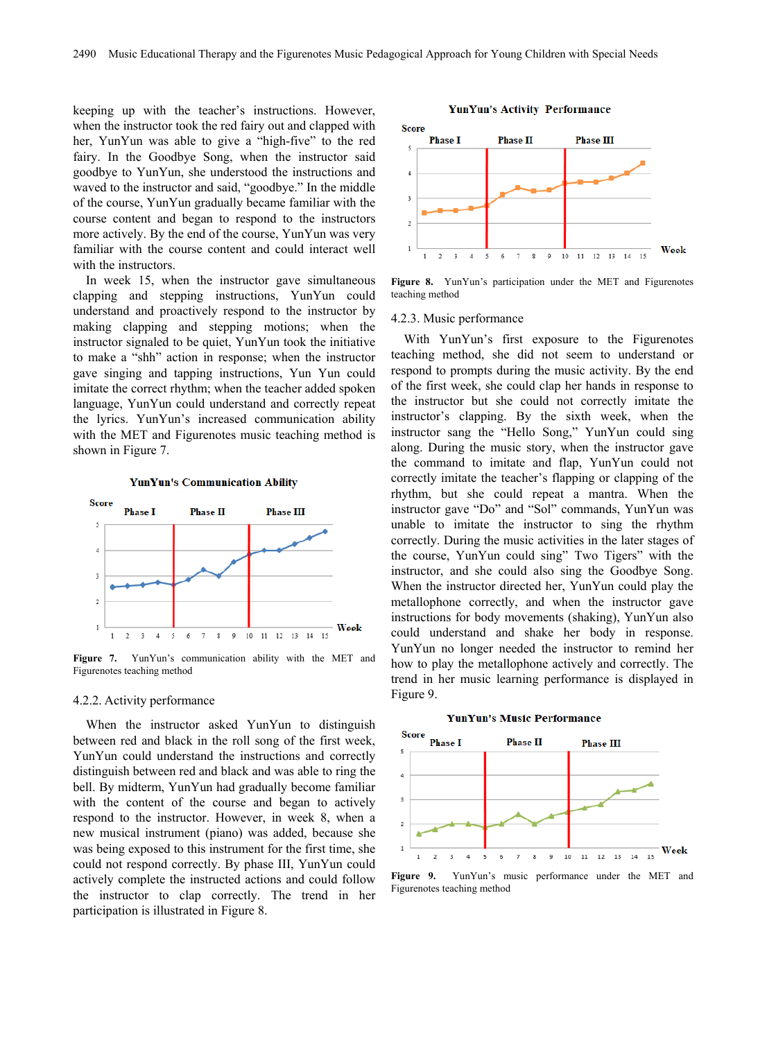keeping up with the teacher's instructions. However, when the instructor took the red fairy out and clapped with her, YunYun was able to give a "high-five" to the red fairy. In the Goodbye Song, when the instructor said goodbye to YunYun, she understood the instructions and waved to the instructor and said, "goodbye." In the middle of the course, YunYun gradually became familiar with the course content and began to respond to the instructors more actively. By the end of the course, YunYun was very familiar with the course content and could interact well with the instructors.

In week 15, when the instructor gave simultaneous clapping and stepping instructions, YunYun could understand and proactively respond to the instructor by making clapping and stepping motions; when the instructor signaled to be quiet, YunYun took the initiative to make a "shh" action in response; when the instructor gave singing and tapping instructions, Yun Yun could imitate the correct rhythm; when the teacher added spoken language, YunYun could understand and correctly repeat the lyrics. YunYun's increased communication ability with the MET and Figurenotes music teaching method is shown in Figure 7.

**Figure 7.** YunYun's communication ability with the MET and Figurenotes teaching method

### 4.2.2. Activity performance

When the instructor asked YunYun to distinguish between red and black in the roll song of the first week, YunYun could understand the instructions and correctly distinguish between red and black and was able to ring the bell. By midterm, YunYun had gradually become familiar with the content of the course and began to actively respond to the instructor. However, in week 8, when a new musical instrument (piano) was added, because she was being exposed to this instrument for the first time, she could not respond correctly. By phase III, YunYun could actively complete the instructed actions and could follow the instructor to clap correctly. The trend in her participation is illustrated in Figure 8.

**Figure 8.** YunYun's participation under the MET and Figurenotes teaching method

### 4.2.3. Music performance

With YunYun's first exposure to the Figurenotes teaching method, she did not seem to understand or respond to prompts during the music activity. By the end of the first week, she could clap her hands in response to the instructor but she could not correctly imitate the instructor's clapping. By the sixth week, when the instructor sang the "Hello Song," YunYun could sing along. During the music story, when the instructor gave the command to imitate and flap, YunYun could not correctly imitate the teacher's flapping or clapping of the rhythm, but she could repeat a mantra. When the instructor gave "Do" and "Sol" commands, YunYun was unable to imitate the instructor to sing the rhythm correctly. During the music activities in the later stages of the course, YunYun could sing" Two Tigers" with the instructor, and she could also sing the Goodbye Song. When the instructor directed her, YunYun could play the metallophone correctly, and when the instructor gave instructions for body movements (shaking), YunYun also could understand and shake her body in response. YunYun no longer needed the instructor to remind her how to play the metallophone actively and correctly. The trend in her music learning performance is displayed in Figure 9.

**Figure 9.** YunYun's music performance under the MET and Figurenotes teaching method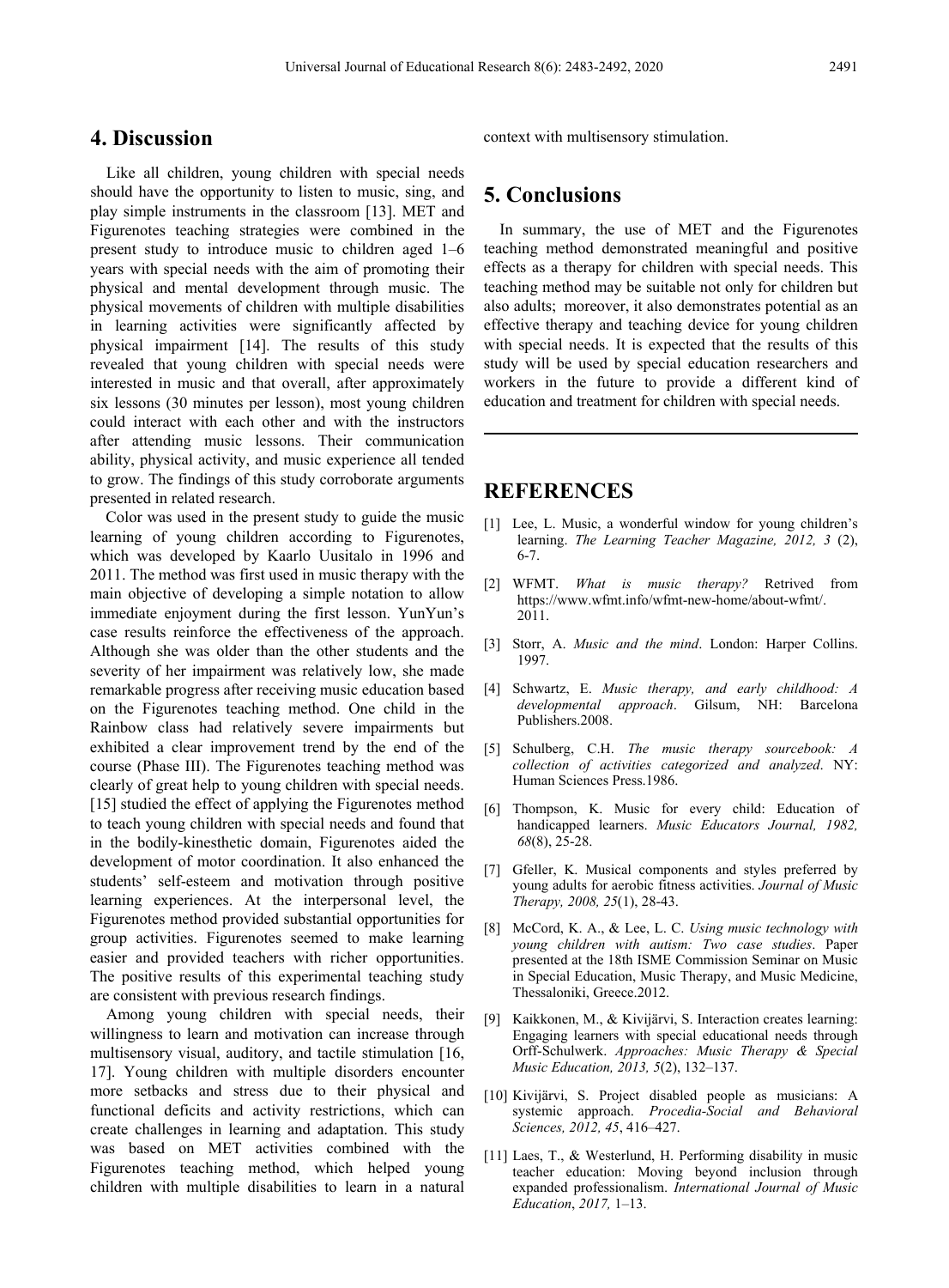## 4. Discussion

Like all children, young children with special needs should have the opportunity to listen to music, sing, and play simple instruments in the classroom [13]. MET and Figurenotes teaching strategies were combined in the present study to introduce music to children aged 1–6 years with special needs with the aim of promoting their physical and mental development through music. The physical movements of children with multiple disabilities in learning activities were significantly affected by physical impairment [14]. The results of this study revealed that young children with special needs were interested in music and that overall, after approximately six lessons (30 minutes per lesson), most young children could interact with each other and with the instructors after attending music lessons. Their communication ability, physical activity, and music experience all tended to grow. The findings of this study corroborate arguments presented in related research.

Color was used in the present study to guide the music learning of young children according to Figurenotes, which was developed by Kaarlo Uusitalo in 1996 and 2011. The method was first used in music therapy with the main objective of developing a simple notation to allow immediate enjoyment during the first lesson. YunYun's case results reinforce the effectiveness of the approach. Although she was older than the other students and the severity of her impairment was relatively low, she made remarkable progress after receiving music education based on the Figurenotes teaching method. One child in the Rainbow class had relatively severe impairments but exhibited a clear improvement trend by the end of the course (Phase III). The Figurenotes teaching method was clearly of great help to young children with special needs. [15] studied the effect of applying the Figurenotes method to teach young children with special needs and found that in the bodily-kinesthetic domain, Figurenotes aided the development of motor coordination. It also enhanced the students' self-esteem and motivation through positive learning experiences. At the interpersonal level, the Figurenotes method provided substantial opportunities for group activities. Figurenotes seemed to make learning easier and provided teachers with richer opportunities. The positive results of this experimental teaching study are consistent with previous research findings.

Among young children with special needs, their willingness to learn and motivation can increase through multisensory visual, auditory, and tactile stimulation [16, 17]. Young children with multiple disorders encounter more setbacks and stress due to their physical and functional deficits and activity restrictions, which can create challenges in learning and adaptation. This study was based on MET activities combined with the Figurenotes teaching method, which helped young children with multiple disabilities to learn in a natural context with multisensory stimulation.

## 5. Conclusions

In summary, the use of MET and the Figurenotes teaching method demonstrated meaningful and positive effects as a therapy for children with special needs. This teaching method may be suitable not only for children but also adults; moreover, it also demonstrates potential as an effective therapy and teaching device for young children with special needs. It is expected that the results of this study will be used by special education researchers and workers in the future to provide a different kind of education and treatment for children with special needs.

## REFERENCES

[1] Lee, L. Music, a wonderful window for young children's learning. *The Learning Teacher Magazine, 2012, 3* (2), 6-7.

[2] WFMT. *What is music therapy?* Retrived from https://www.wfmt.info/wfmt-new-home/about-wfmt/. 2011.

[3] Storr, A. *Music and the mind*. London: Harper Collins. 1997.

[4] Schwartz, E. *Music therapy, and early childhood: A developmental approach*. Gilsum, NH: Barcelona Publishers.2008.

[5] Schulberg, C.H. *The music therapy sourcebook: A collection of activities categorized and analyzed*. NY: Human Sciences Press.1986.

[6] Thompson, K. Music for every child: Education of handicapped learners. *Music Educators Journal, 1982, 68*(8), 25-28.

[7] Gfeller, K. Musical components and styles preferred by young adults for aerobic fitness activities. *Journal of Music Therapy, 2008, 25*(1), 28-43.

[8] McCord, K. A., & Lee, L. C. *Using music technology with young children with autism: Two case studies*. Paper presented at the 18th ISME Commission Seminar on Music in Special Education, Music Therapy, and Music Medicine, Thessaloniki, Greece.2012.

[9] Kaikkonen, M., & Kivijärvi, S. Interaction creates learning: Engaging learners with special educational needs through Orff-Schulwerk. *Approaches: Music Therapy & Special Music Education, 2013, 5*(2), 132–137.

[10] Kivijärvi, S. Project disabled people as musicians: A systemic approach. *Procedia-Social and Behavioral Sciences, 2012, 45*, 416–427.

[11] Laes, T., & Westerlund, H. Performing disability in music teacher education: Moving beyond inclusion through expanded professionalism. *International Journal of Music Education*, *2017,* 1–13.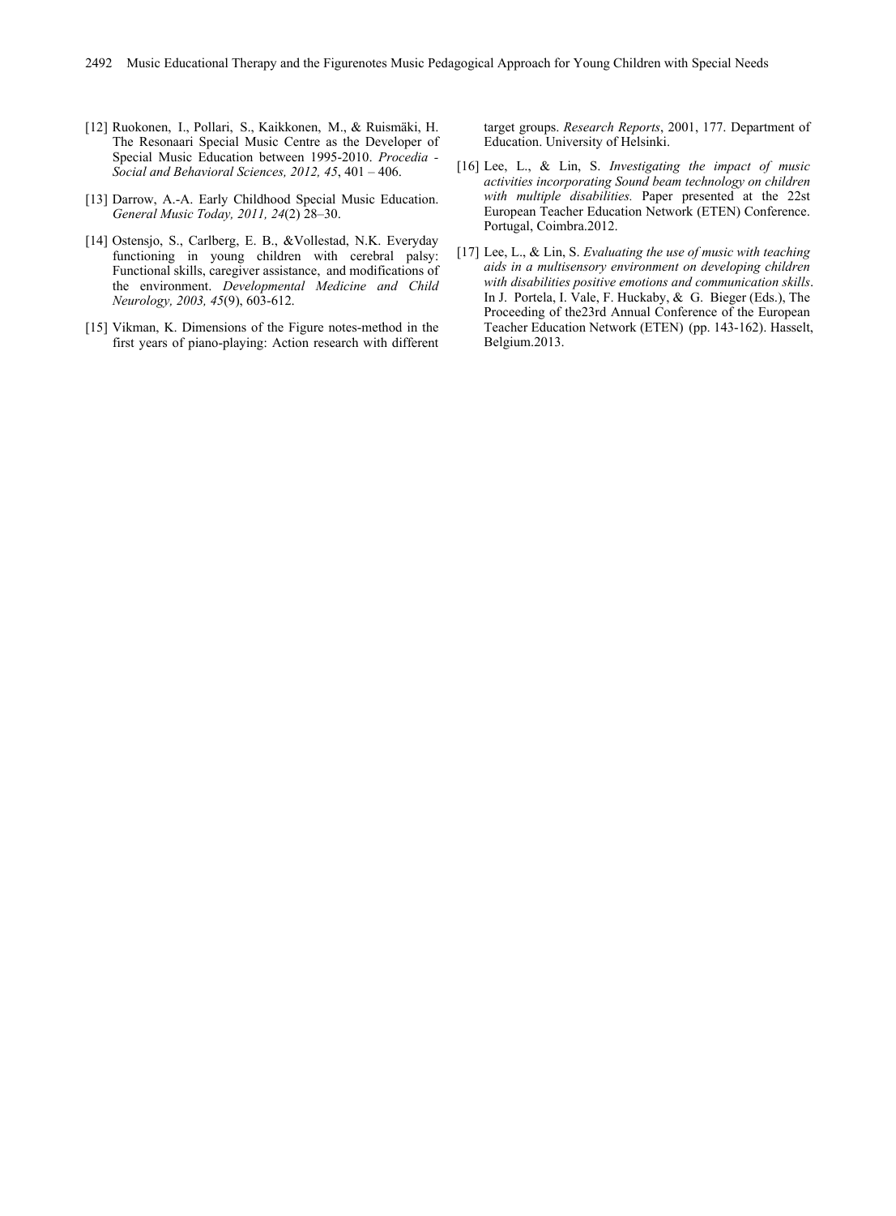[12] Ruokonen, I., Pollari, S., Kaikkonen, M., & Ruismäki, H. The Resonaari Special Music Centre as the Developer of Special Music Education between 1995-2010. *Procedia - Social and Behavioral Sciences, 2012, 45*, 401 – 406.

[13] Darrow, A.-A. Early Childhood Special Music Education. *General Music Today, 2011, 24*(2) 28–30.

[14] Ostensjo, S., Carlberg, E. B., &Vollestad, N.K. Everyday functioning in young children with cerebral palsy: Functional skills, caregiver assistance, and modifications of the environment. *Developmental Medicine and Child Neurology, 2003, 45*(9), 603-612.

[15] Vikman, K. Dimensions of the Figure notes-method in the first years of piano-playing: Action research with different target groups. *Research Reports*, 2001, 177. Department of Education. University of Helsinki.

[16] Lee, L., & Lin, S. *Investigating the impact of music activities incorporating Sound beam technology on children with multiple disabilities.* Paper presented at the 22st European Teacher Education Network (ETEN) Conference. Portugal, Coimbra.2012.

[17] Lee, L., & Lin, S. *Evaluating the use of music with teaching aids in a multisensory environment on developing children with disabilities positive emotions and communication skills*. In J. Portela, I. Vale, F. Huckaby, & G. Bieger (Eds.), The Proceeding of the23rd Annual Conference of the European Teacher Education Network (ETEN) (pp. 143-162). Hasselt, Belgium.2013.